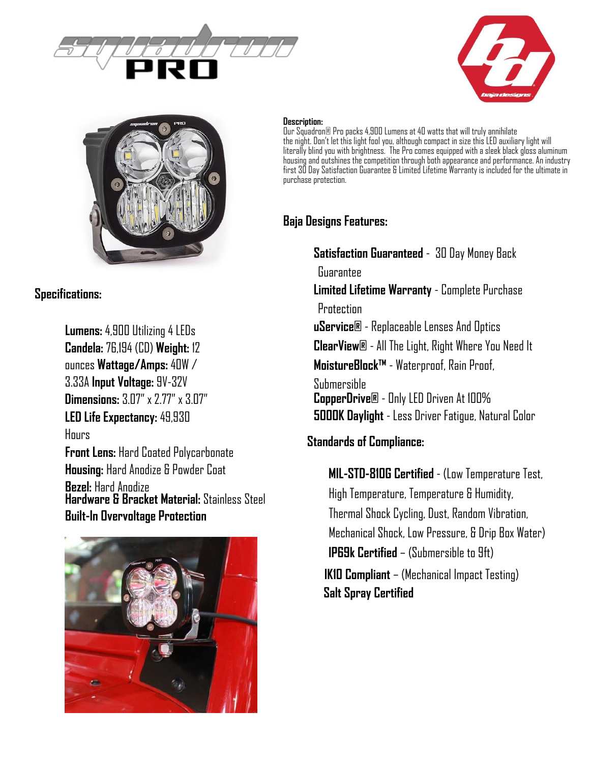# Squadron PRO

## Description:

Our Squadron® Pro packs 4,900 Lumens at 40 watts that will truly annihilate the night. Don't let this light fool you, although compact in size this LED auxiliary light will literally blind you with brightness. The Pro comes equipped with a sleek black gloss aluminum housing and outshines the competition through both appearance and performance. An industry first 30 Day Satisfaction Guarantee & Limited Lifetime Warranty is included for the ultimate in purchase protection.

## Specifications:

**Lumens:** 4,900 Utilizing 4 LEDs
**Candela:** 76,194 (CD) **Weight:** 12 ounces **Wattage/Amps:** 40W / 3.33A **Input Voltage:** 9V-32V
**Dimensions:** 3.07" x 2.77" x 3.07"
**LED Life Expectancy:** 49,930 Hours
**Front Lens:** Hard Coated Polycarbonate
**Housing:** Hard Anodize & Powder Coat
**Bezel:** Hard Anodize
**Hardware & Bracket Material:** Stainless Steel
**Built-In Overvoltage Protection**

## Baja Designs Features:

**Satisfaction Guaranteed** - 30 Day Money Back Guarantee
**Limited Lifetime Warranty** - Complete Purchase Protection
**uService®** - Replaceable Lenses And Optics
**ClearView®** - All The Light, Right Where You Need It
**MoistureBlock™** - Waterproof, Rain Proof, Submersible
**CopperDrive®** - Only LED Driven At 100%
**5000K Daylight** - Less Driver Fatigue, Natural Color

## Standards of Compliance:

**MIL-STD-810G Certified** - (Low Temperature Test, High Temperature, Temperature & Humidity, Thermal Shock Cycling, Dust, Random Vibration, Mechanical Shock, Low Pressure, & Drip Box Water)
**IP69k Certified** – (Submersible to 9ft)
**IK10 Compliant** – (Mechanical Impact Testing)
**Salt Spray Certified**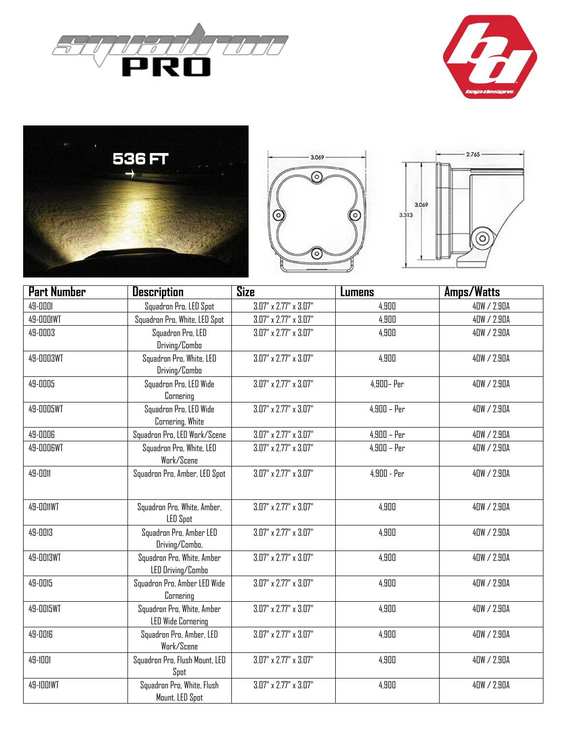| Part Number | Description | Size | Lumens | Amps/Watts |
| --- | --- | --- | --- | --- |
| 49-0001 | Squadron Pro, LED Spot | 3.07" x 2.77" x 3.07" | 4,900 | 40W / 2.90A |
| 49-0001WT | Squadron Pro, White, LED Spot | 3.07" x 2.77" x 3.07" | 4,900 | 40W / 2.90A |
| 49-0003 | Squadron Pro, LED Driving/Combo | 3.07" x 2.77" x 3.07" | 4,900 | 40W / 2.90A |
| 49-0003WT | Squadron Pro, White, LED Driving/Combo | 3.07" x 2.77" x 3.07" | 4,900 | 40W / 2.90A |
| 49-0005 | Squadron Pro, LED Wide Cornering | 3.07" x 2.77" x 3.07" | 4,900– Per | 40W / 2.90A |
| 49-0005WT | Squadron Pro, LED Wide Cornering, White | 3.07" x 2.77" x 3.07" | 4,900 – Per | 40W / 2.90A |
| 49-0006 | Squadron Pro, LED Work/Scene | 3.07" x 2.77" x 3.07" | 4,900 – Per | 40W / 2.90A |
| 49-0006WT | Squadron Pro, White, LED Work/Scene | 3.07" x 2.77" x 3.07" | 4,900 – Per | 40W / 2.90A |
| 49-0011 | Squadron Pro, Amber, LED Spot | 3.07" x 2.77" x 3.07" | 4,900 - Per | 40W / 2.90A |
| 49-0011WT | Squadron Pro, White, Amber, LED Spot | 3.07" x 2.77" x 3.07" | 4,900 | 40W / 2.90A |
| 49-0013 | Squadron Pro, Amber LED Driving/Combo, | 3.07" x 2.77" x 3.07" | 4,900 | 40W / 2.90A |
| 49-0013WT | Squadron Pro, White, Amber LED Driving/Combo | 3.07" x 2.77" x 3.07" | 4,900 | 40W / 2.90A |
| 49-0015 | Squadron Pro, Amber LED Wide Cornering | 3.07" x 2.77" x 3.07" | 4,900 | 40W / 2.90A |
| 49-0015WT | Squadron Pro, White, Amber LED Wide Cornering | 3.07" x 2.77" x 3.07" | 4,900 | 40W / 2.90A |
| 49-0016 | Squadron Pro, Amber, LED Work/Scene | 3.07" x 2.77" x 3.07" | 4,900 | 40W / 2.90A |
| 49-1001 | Squadron Pro, Flush Mount, LED Spot | 3.07" x 2.77" x 3.07" | 4,900 | 40W / 2.90A |
| 49-1001WT | Squadron Pro, White, Flush Mount, LED Spot | 3.07" x 2.77" x 3.07" | 4,900 | 40W / 2.90A |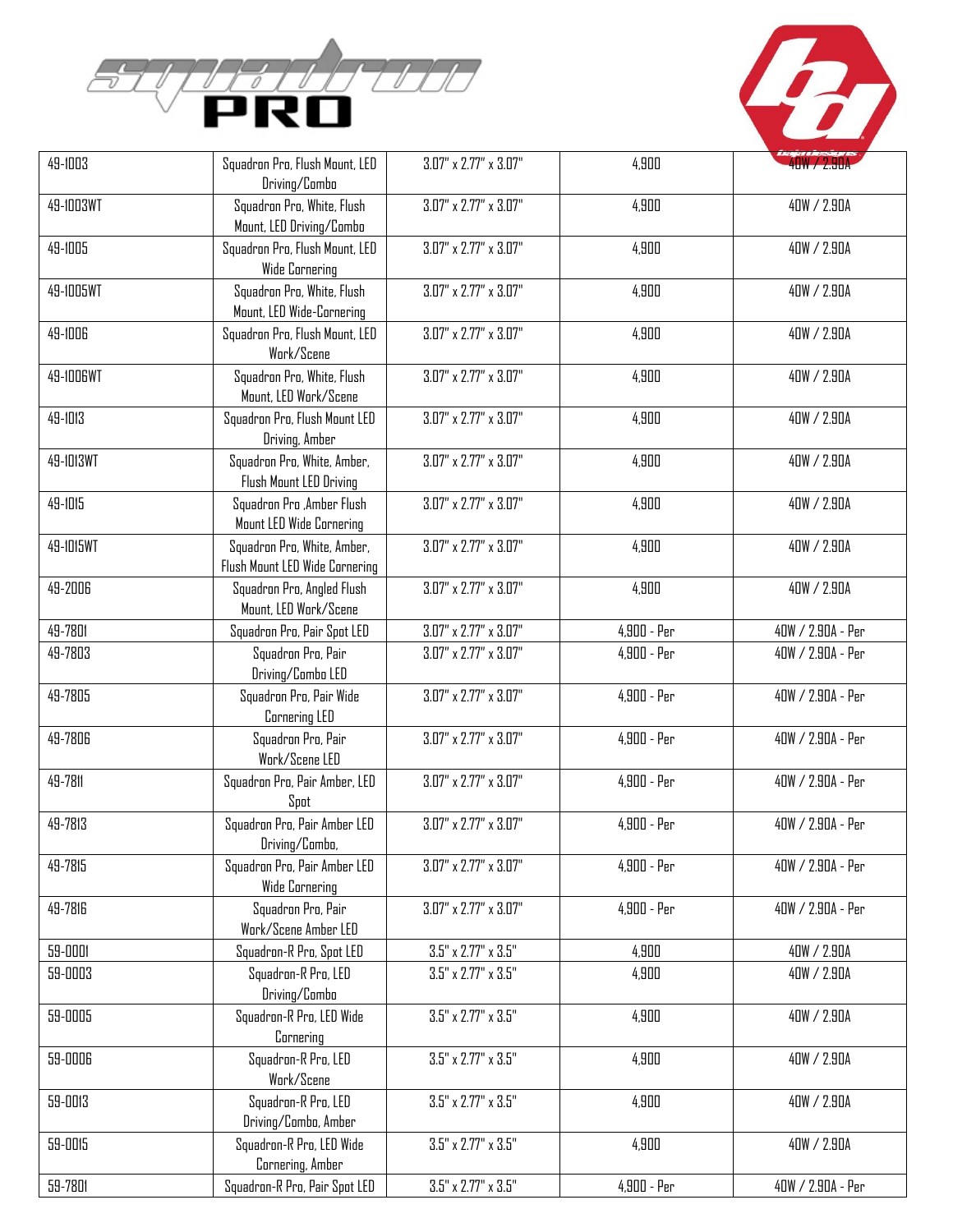| | | | | |
|---|---|---|---|---|
| 49-1003 | Squadron Pro, Flush Mount, LED Driving/Combo | 3.07" x 2.77" x 3.07" | 4,900 | 40W / 2.90A |
| 49-1003WT | Squadron Pro, White, Flush Mount, LED Driving/Combo | 3.07" x 2.77" x 3.07" | 4,900 | 40W / 2.90A |
| 49-1005 | Squadron Pro, Flush Mount, LED Wide Cornering | 3.07" x 2.77" x 3.07" | 4,900 | 40W / 2.90A |
| 49-1005WT | Squadron Pro, White, Flush Mount, LED Wide-Cornering | 3.07" x 2.77" x 3.07" | 4,900 | 40W / 2.90A |
| 49-1006 | Squadron Pro, Flush Mount, LED Work/Scene | 3.07" x 2.77" x 3.07" | 4,900 | 40W / 2.90A |
| 49-1006WT | Squadron Pro, White, Flush Mount, LED Work/Scene | 3.07" x 2.77" x 3.07" | 4,900 | 40W / 2.90A |
| 49-1013 | Squadron Pro, Flush Mount LED Driving, Amber | 3.07" x 2.77" x 3.07" | 4,900 | 40W / 2.90A |
| 49-1013WT | Squadron Pro, White, Amber, Flush Mount LED Driving | 3.07" x 2.77" x 3.07" | 4,900 | 40W / 2.90A |
| 49-1015 | Squadron Pro ,Amber Flush Mount LED Wide Cornering | 3.07" x 2.77" x 3.07" | 4,900 | 40W / 2.90A |
| 49-1015WT | Squadron Pro, White, Amber, Flush Mount LED Wide Cornering | 3.07" x 2.77" x 3.07" | 4,900 | 40W / 2.90A |
| 49-2006 | Squadron Pro, Angled Flush Mount, LED Work/Scene | 3.07" x 2.77" x 3.07" | 4,900 | 40W / 2.90A |
| 49-7801 | Squadron Pro, Pair Spot LED | 3.07" x 2.77" x 3.07" | 4,900 - Per | 40W / 2.90A - Per |
| 49-7803 | Squadron Pro, Pair Driving/Combo LED | 3.07" x 2.77" x 3.07" | 4,900 - Per | 40W / 2.90A - Per |
| 49-7805 | Squadron Pro, Pair Wide Cornering LED | 3.07" x 2.77" x 3.07" | 4,900 - Per | 40W / 2.90A - Per |
| 49-7806 | Squadron Pro, Pair Work/Scene LED | 3.07" x 2.77" x 3.07" | 4,900 - Per | 40W / 2.90A - Per |
| 49-7811 | Squadron Pro, Pair Amber, LED Spot | 3.07" x 2.77" x 3.07" | 4,900 - Per | 40W / 2.90A - Per |
| 49-7813 | Squadron Pro, Pair Amber LED Driving/Combo, | 3.07" x 2.77" x 3.07" | 4,900 - Per | 40W / 2.90A - Per |
| 49-7815 | Squadron Pro, Pair Amber LED Wide Cornering | 3.07" x 2.77" x 3.07" | 4,900 - Per | 40W / 2.90A - Per |
| 49-7816 | Squadron Pro, Pair Work/Scene Amber LED | 3.07" x 2.77" x 3.07" | 4,900 - Per | 40W / 2.90A - Per |
| 59-0001 | Squadron-R Pro, Spot LED | 3.5" x 2.77" x 3.5" | 4,900 | 40W / 2.90A |
| 59-0003 | Squadron-R Pro, LED Driving/Combo | 3.5" x 2.77" x 3.5" | 4,900 | 40W / 2.90A |
| 59-0005 | Squadron-R Pro, LED Wide Cornering | 3.5" x 2.77" x 3.5" | 4,900 | 40W / 2.90A |
| 59-0006 | Squadron-R Pro, LED Work/Scene | 3.5" x 2.77" x 3.5" | 4,900 | 40W / 2.90A |
| 59-0013 | Squadron-R Pro, LED Driving/Combo, Amber | 3.5" x 2.77" x 3.5" | 4,900 | 40W / 2.90A |
| 59-0015 | Squadron-R Pro, LED Wide Cornering, Amber | 3.5" x 2.77" x 3.5" | 4,900 | 40W / 2.90A |
| 59-7801 | Squadron-R Pro, Pair Spot LED | 3.5" x 2.77" x 3.5" | 4,900 - Per | 40W / 2.90A - Per |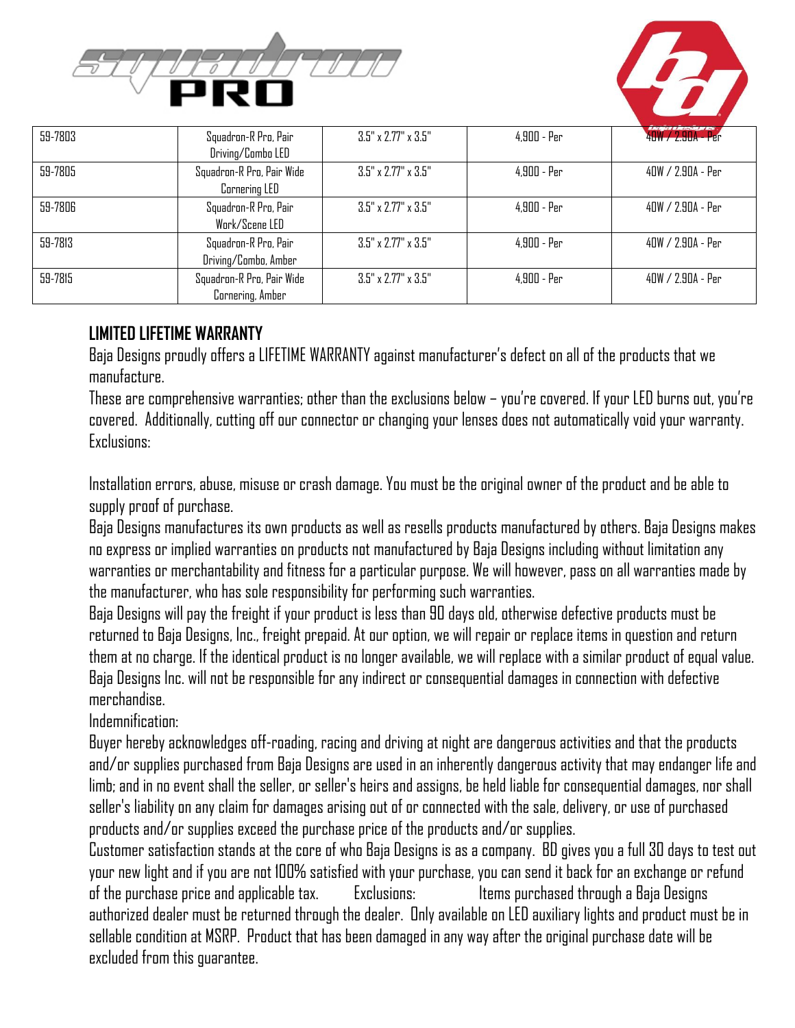| 59-7803 | Squadron-R Pro, Pair Driving/Combo LED | 3.5" x 2.77" x 3.5" | 4,900 - Per | 40W / 2.90A - Per |
|---|---|---|---|---|
| 59-7805 | Squadron-R Pro, Pair Wide Cornering LED | 3.5" x 2.77" x 3.5" | 4,900 - Per | 40W / 2.90A - Per |
| 59-7806 | Squadron-R Pro, Pair Work/Scene LED | 3.5" x 2.77" x 3.5" | 4,900 - Per | 40W / 2.90A - Per |
| 59-7813 | Squadron-R Pro, Pair Driving/Combo, Amber | 3.5" x 2.77" x 3.5" | 4,900 - Per | 40W / 2.90A - Per |
| 59-7815 | Squadron-R Pro, Pair Wide Cornering, Amber | 3.5" x 2.77" x 3.5" | 4,900 - Per | 40W / 2.90A - Per |

## LIMITED LIFETIME WARRANTY

Baja Designs proudly offers a LIFETIME WARRANTY against manufacturer's defect on all of the products that we manufacture.

These are comprehensive warranties; other than the exclusions below – you're covered. If your LED burns out, you're covered. Additionally, cutting off our connector or changing your lenses does not automatically void your warranty.

Exclusions:

Installation errors, abuse, misuse or crash damage. You must be the original owner of the product and be able to supply proof of purchase.

Baja Designs manufactures its own products as well as resells products manufactured by others. Baja Designs makes no express or implied warranties on products not manufactured by Baja Designs including without limitation any warranties or merchantability and fitness for a particular purpose. We will however, pass on all warranties made by the manufacturer, who has sole responsibility for performing such warranties.

Baja Designs will pay the freight if your product is less than 90 days old, otherwise defective products must be returned to Baja Designs, Inc., freight prepaid. At our option, we will repair or replace items in question and return them at no charge. If the identical product is no longer available, we will replace with a similar product of equal value. Baja Designs Inc. will not be responsible for any indirect or consequential damages in connection with defective merchandise.

Indemnification:

Buyer hereby acknowledges off-roading, racing and driving at night are dangerous activities and that the products and/or supplies purchased from Baja Designs are used in an inherently dangerous activity that may endanger life and limb; and in no event shall the seller, or seller's heirs and assigns, be held liable for consequential damages, nor shall seller's liability on any claim for damages arising out of or connected with the sale, delivery, or use of purchased products and/or supplies exceed the purchase price of the products and/or supplies.

Customer satisfaction stands at the core of who Baja Designs is as a company. BD gives you a full 30 days to test out your new light and if you are not 100% satisfied with your purchase, you can send it back for an exchange or refund of the purchase price and applicable tax. Exclusions: Items purchased through a Baja Designs authorized dealer must be returned through the dealer. Only available on LED auxiliary lights and product must be in sellable condition at MSRP. Product that has been damaged in any way after the original purchase date will be excluded from this guarantee.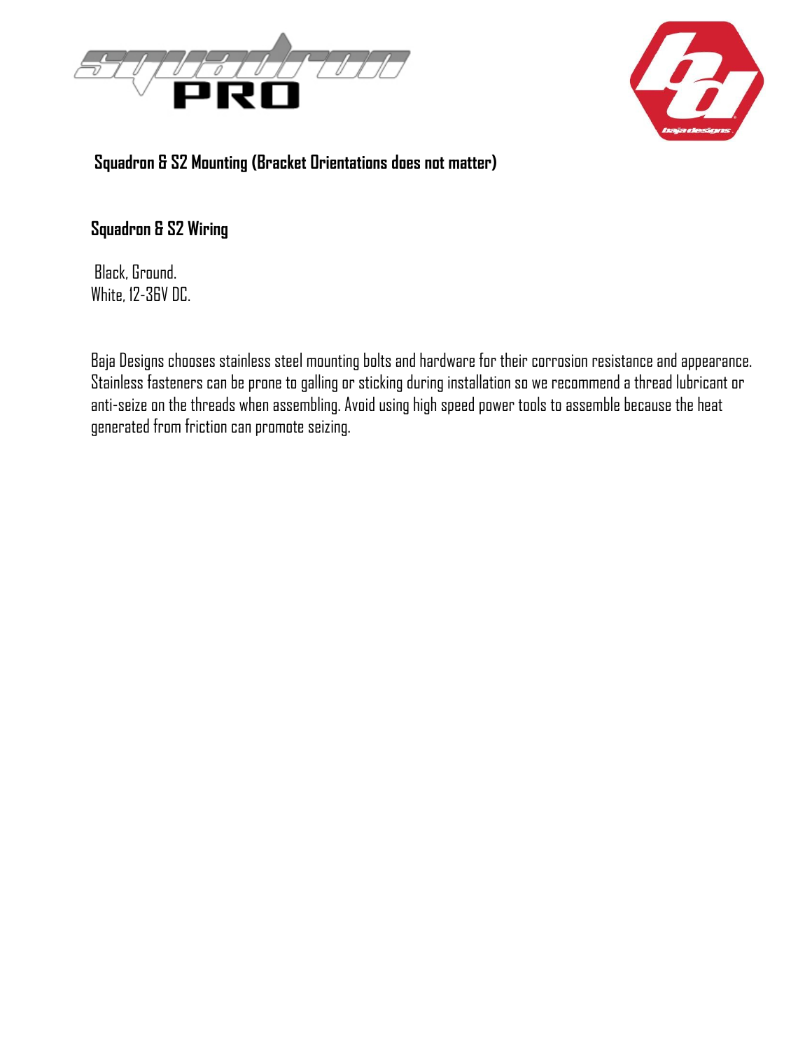**Squadron & S2 Mounting (Bracket Orientations does not matter)**

**Squadron & S2 Wiring**

Black, Ground.
White, 12-36V DC.

Baja Designs chooses stainless steel mounting bolts and hardware for their corrosion resistance and appearance. Stainless fasteners can be prone to galling or sticking during installation so we recommend a thread lubricant or anti-seize on the threads when assembling. Avoid using high speed power tools to assemble because the heat generated from friction can promote seizing.